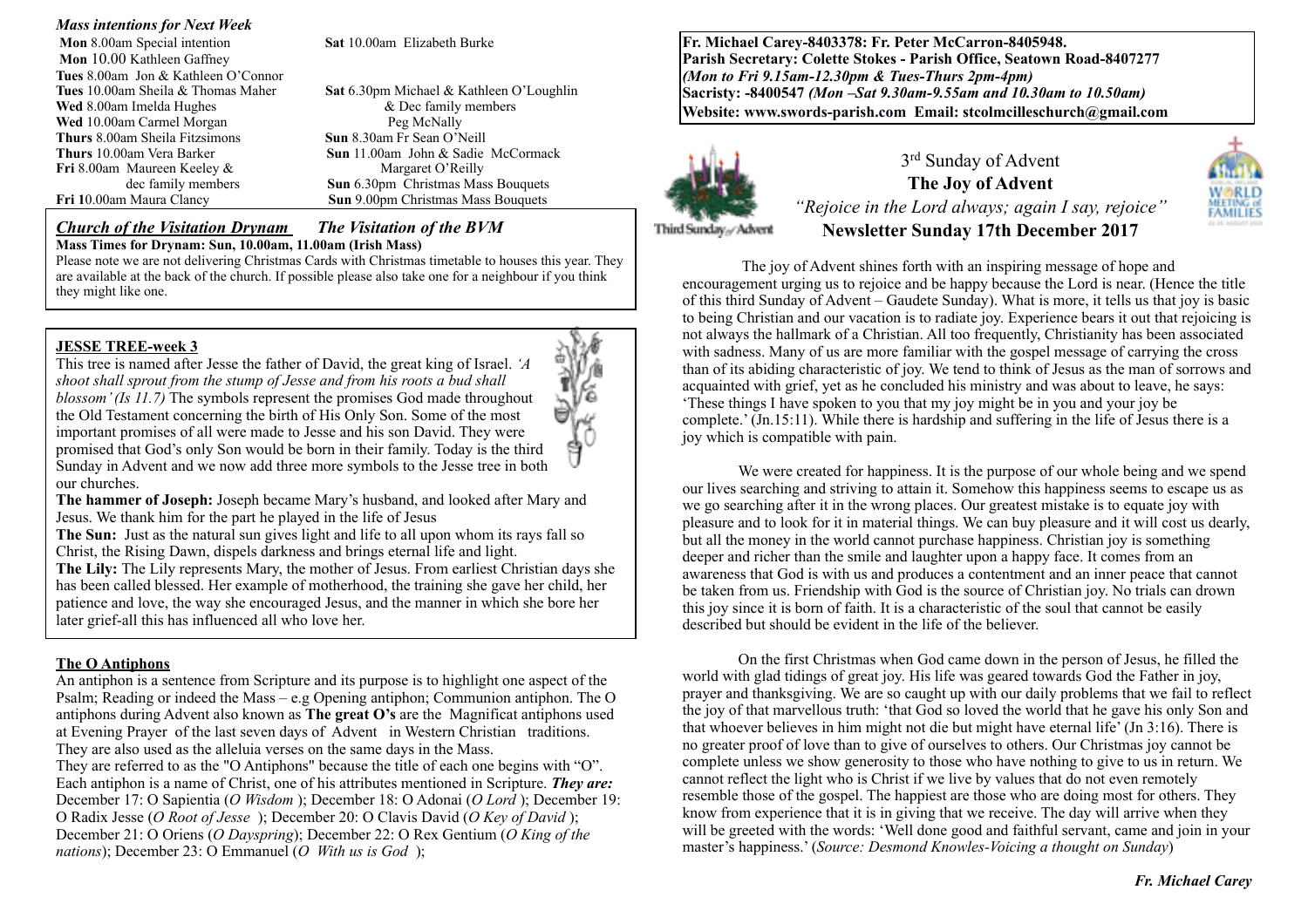## *Mass intentions for Next Week*

**Mon** 8.00am Special intention
**Mon** 10.00 Kathleen Gaffney
**Tues** 8.00am Jon & Kathleen O'Connor
**Tues** 10.00am Sheila & Thomas Maher
**Wed** 8.00am Imelda Hughes
**Wed** 10.00am Carmel Morgan
**Thurs** 8.00am Sheila Fitzsimons
**Thurs** 10.00am Vera Barker
**Fri** 8.00am Maureen Keeley & dec family members
**Fri** 10.00am Maura Clancy
**Sat** 10.00am Elizabeth Burke
**Sat** 6.30pm Michael & Kathleen O'Loughlin & Dec family members Peg McNally
**Sun** 8.30am Fr Sean O'Neill
**Sun** 11.00am John & Sadie McCormack Margaret O'Reilly
**Sun** 6.30pm Christmas Mass Bouquets
**Sun** 9.00pm Christmas Mass Bouquets

## *Church of the Visitation Drynam* *The Visitation of the BVM*

**Mass Times for Drynam: Sun, 10.00am, 11.00am (Irish Mass)**

Please note we are not delivering Christmas Cards with Christmas timetable to houses this year. They are available at the back of the church. If possible please also take one for a neighbour if you think they might like one.

## JESSE TREE-week 3

This tree is named after Jesse the father of David, the great king of Israel. *'A shoot shall sprout from the stump of Jesse and from his roots a bud shall blossom' (Is 11.7)* The symbols represent the promises God made throughout the Old Testament concerning the birth of His Only Son. Some of the most important promises of all were made to Jesse and his son David. They were promised that God's only Son would be born in their family. Today is the third Sunday in Advent and we now add three more symbols to the Jesse tree in both our churches.

**The hammer of Joseph:** Joseph became Mary's husband, and looked after Mary and Jesus. We thank him for the part he played in the life of Jesus

**The Sun:** Just as the natural sun gives light and life to all upon whom its rays fall so Christ, the Rising Dawn, dispels darkness and brings eternal life and light.

**The Lily:** The Lily represents Mary, the mother of Jesus. From earliest Christian days she has been called blessed. Her example of motherhood, the training she gave her child, her patience and love, the way she encouraged Jesus, and the manner in which she bore her later grief-all this has influenced all who love her.

## The O Antiphons

An antiphon is a sentence from Scripture and its purpose is to highlight one aspect of the Psalm; Reading or indeed the Mass – e.g Opening antiphon; Communion antiphon. The O antiphons during Advent also known as **The great O's** are the Magnificat antiphons used at Evening Prayer of the last seven days of Advent in Western Christian traditions. They are also used as the alleluia verses on the same days in the Mass.

They are referred to as the "O Antiphons" because the title of each one begins with "O". Each antiphon is a name of Christ, one of his attributes mentioned in Scripture. ***They are:*** December 17: O Sapientia (*O Wisdom* ); December 18: O Adonai (*O Lord* ); December 19: O Radix Jesse (*O Root of Jesse* ); December 20: O Clavis David (*O Key of David* ); December 21: O Oriens (*O Dayspring*); December 22: O Rex Gentium (*O King of the nations*); December 23: O Emmanuel (*O With us is God* );

**Fr. Michael Carey-8403378: Fr. Peter McCarron-8405948.**
**Parish Secretary: Colette Stokes - Parish Office, Seatown Road-8407277**
***(Mon to Fri 9.15am-12.30pm & Tues-Thurs 2pm-4pm)***
**Sacristy: -8400547 *(Mon –Sat 9.30am-9.55am and 10.30am to 10.50am)***
**Website: www.swords-parish.com Email: stcolmcilleschurch@gmail.com**

Third Sunday of Advent

# 3rd Sunday of Advent
## The Joy of Advent
*"Rejoice in the Lord always; again I say, rejoice"*
## Newsletter Sunday 17th December 2017

WORLD MEETING of FAMILIES

The joy of Advent shines forth with an inspiring message of hope and encouragement urging us to rejoice and be happy because the Lord is near. (Hence the title of this third Sunday of Advent – Gaudete Sunday). What is more, it tells us that joy is basic to being Christian and our vacation is to radiate joy. Experience bears it out that rejoicing is not always the hallmark of a Christian. All too frequently, Christianity has been associated with sadness. Many of us are more familiar with the gospel message of carrying the cross than of its abiding characteristic of joy. We tend to think of Jesus as the man of sorrows and acquainted with grief, yet as he concluded his ministry and was about to leave, he says: 'These things I have spoken to you that my joy might be in you and your joy be complete.' (Jn.15:11). While there is hardship and suffering in the life of Jesus there is a joy which is compatible with pain.

We were created for happiness. It is the purpose of our whole being and we spend our lives searching and striving to attain it. Somehow this happiness seems to escape us as we go searching after it in the wrong places. Our greatest mistake is to equate joy with pleasure and to look for it in material things. We can buy pleasure and it will cost us dearly, but all the money in the world cannot purchase happiness. Christian joy is something deeper and richer than the smile and laughter upon a happy face. It comes from an awareness that God is with us and produces a contentment and an inner peace that cannot be taken from us. Friendship with God is the source of Christian joy. No trials can drown this joy since it is born of faith. It is a characteristic of the soul that cannot be easily described but should be evident in the life of the believer.

On the first Christmas when God came down in the person of Jesus, he filled the world with glad tidings of great joy. His life was geared towards God the Father in joy, prayer and thanksgiving. We are so caught up with our daily problems that we fail to reflect the joy of that marvellous truth: 'that God so loved the world that he gave his only Son and that whoever believes in him might not die but might have eternal life' (Jn 3:16). There is no greater proof of love than to give of ourselves to others. Our Christmas joy cannot be complete unless we show generosity to those who have nothing to give to us in return. We cannot reflect the light who is Christ if we live by values that do not even remotely resemble those of the gospel. The happiest are those who are doing most for others. They know from experience that it is in giving that we receive. The day will arrive when they will be greeted with the words: 'Well done good and faithful servant, came and join in your master's happiness.' (*Source: Desmond Knowles-Voicing a thought on Sunday*)

***Fr. Michael Carey***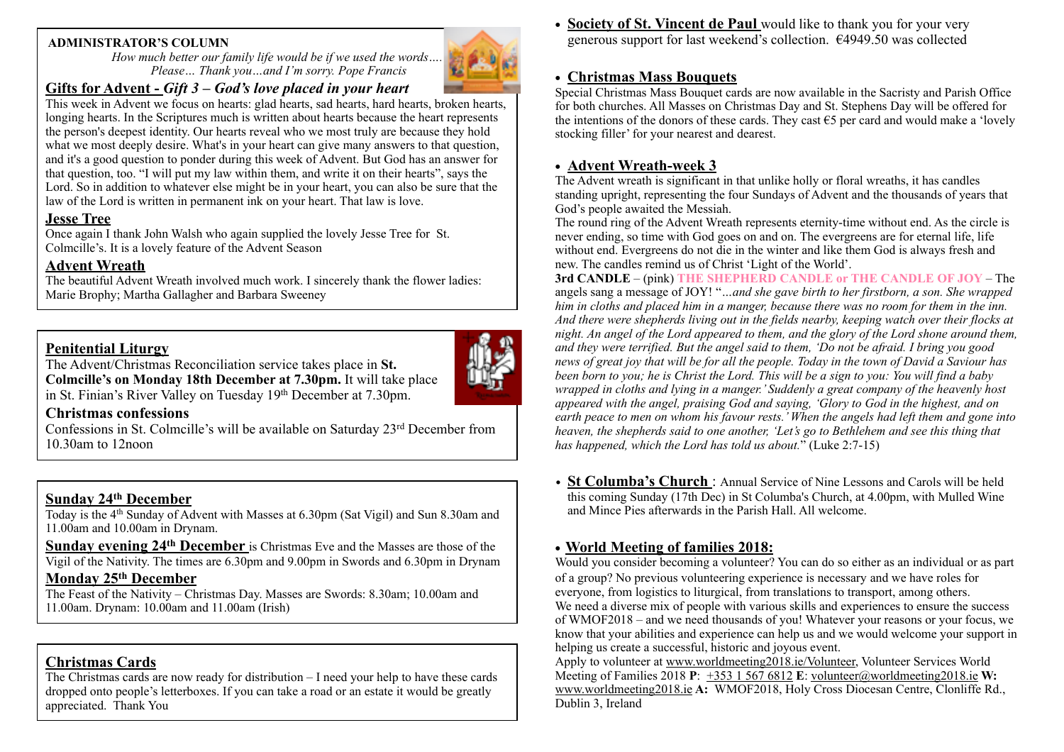## ADMINISTRATOR'S COLUMN

*How much better our family life would be if we used the words…. Please… Thank you…and I'm sorry. Pope Francis*

### Gifts for Advent - *Gift 3 – God's love placed in your heart*

This week in Advent we focus on hearts: glad hearts, sad hearts, hard hearts, broken hearts, longing hearts. In the Scriptures much is written about hearts because the heart represents the person's deepest identity. Our hearts reveal who we most truly are because they hold what we most deeply desire. What's in your heart can give many answers to that question, and it's a good question to ponder during this week of Advent. But God has an answer for that question, too. "I will put my law within them, and write it on their hearts", says the Lord. So in addition to whatever else might be in your heart, you can also be sure that the law of the Lord is written in permanent ink on your heart. That law is love.

### Jesse Tree

Once again I thank John Walsh who again supplied the lovely Jesse Tree for St. Colmcille's. It is a lovely feature of the Advent Season

### Advent Wreath

The beautiful Advent Wreath involved much work. I sincerely thank the flower ladies: Marie Brophy; Martha Gallagher and Barbara Sweeney

### Penitential Liturgy

The Advent/Christmas Reconciliation service takes place in **St. Colmcille's on Monday 18th December at 7.30pm.** It will take place in St. Finian's River Valley on Tuesday 19th December at 7.30pm.

### Christmas confessions

Confessions in St. Colmcille's will be available on Saturday 23rd December from 10.30am to 12noon

### Sunday 24th December

Today is the 4th Sunday of Advent with Masses at 6.30pm (Sat Vigil) and Sun 8.30am and 11.00am and 10.00am in Drynam.

**Sunday evening 24th December** is Christmas Eve and the Masses are those of the Vigil of the Nativity. The times are 6.30pm and 9.00pm in Swords and 6.30pm in Drynam

### Monday 25th December

The Feast of the Nativity – Christmas Day. Masses are Swords: 8.30am; 10.00am and 11.00am. Drynam: 10.00am and 11.00am (Irish)

### Christmas Cards

The Christmas cards are now ready for distribution – I need your help to have these cards dropped onto people's letterboxes. If you can take a road or an estate it would be greatly appreciated. Thank You

- **Society of St. Vincent de Paul** would like to thank you for your very generous support for last weekend's collection. €4949.50 was collected

- **Christmas Mass Bouquets**

Special Christmas Mass Bouquet cards are now available in the Sacristy and Parish Office for both churches. All Masses on Christmas Day and St. Stephens Day will be offered for the intentions of the donors of these cards. They cast €5 per card and would make a 'lovely stocking filler' for your nearest and dearest.

- **Advent Wreath-week 3**

The Advent wreath is significant in that unlike holly or floral wreaths, it has candles standing upright, representing the four Sundays of Advent and the thousands of years that God's people awaited the Messiah.

The round ring of the Advent Wreath represents eternity-time without end. As the circle is never ending, so time with God goes on and on. The evergreens are for eternal life, life without end. Evergreens do not die in the winter and like them God is always fresh and new. The candles remind us of Christ 'Light of the World'.

**3rd CANDLE** – (pink) **THE SHEPHERD CANDLE or THE CANDLE OF JOY** – The angels sang a message of JOY! "*…and she gave birth to her firstborn, a son. She wrapped him in cloths and placed him in a manger, because there was no room for them in the inn. And there were shepherds living out in the fields nearby, keeping watch over their flocks at night. An angel of the Lord appeared to them, and the glory of the Lord shone around them, and they were terrified. But the angel said to them, 'Do not be afraid. I bring you good news of great joy that will be for all the people. Today in the town of David a Saviour has been born to you; he is Christ the Lord. This will be a sign to you: You will find a baby wrapped in cloths and lying in a manger.' Suddenly a great company of the heavenly host appeared with the angel, praising God and saying, 'Glory to God in the highest, and on earth peace to men on whom his favour rests.' When the angels had left them and gone into heaven, the shepherds said to one another, 'Let's go to Bethlehem and see this thing that has happened, which the Lord has told us about.*" (Luke 2:7-15)

- **St Columba's Church** : Annual Service of Nine Lessons and Carols will be held this coming Sunday (17th Dec) in St Columba's Church, at 4.00pm, with Mulled Wine and Mince Pies afterwards in the Parish Hall. All welcome.

- **World Meeting of families 2018:**

Would you consider becoming a volunteer? You can do so either as an individual or as part of a group? No previous volunteering experience is necessary and we have roles for everyone, from logistics to liturgical, from translations to transport, among others.

We need a diverse mix of people with various skills and experiences to ensure the success of WMOF2018 – and we need thousands of you! Whatever your reasons or your focus, we know that your abilities and experience can help us and we would welcome your support in helping us create a successful, historic and joyous event.

Apply to volunteer at www.worldmeeting2018.ie/Volunteer, Volunteer Services World Meeting of Families 2018 **P**: +353 1 567 6812 **E**: volunteer@worldmeeting2018.ie **W:** www.worldmeeting2018.ie **A:** WMOF2018, Holy Cross Diocesan Centre, Clonliffe Rd., Dublin 3, Ireland